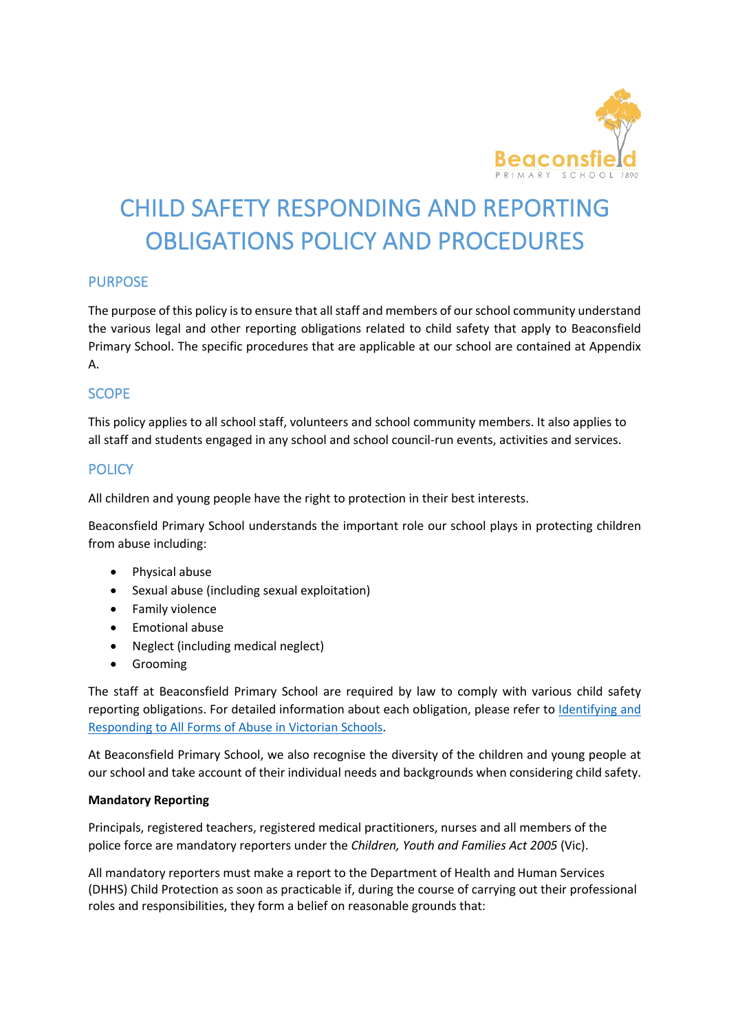# CHILD SAFETY RESPONDING AND REPORTING OBLIGATIONS POLICY AND PROCEDURES

## PURPOSE

The purpose of this policy is to ensure that all staff and members of our school community understand the various legal and other reporting obligations related to child safety that apply to Beaconsfield Primary School. The specific procedures that are applicable at our school are contained at Appendix A.

## SCOPE

This policy applies to all school staff, volunteers and school community members. It also applies to all staff and students engaged in any school and school council-run events, activities and services.

## POLICY

All children and young people have the right to protection in their best interests.

Beaconsfield Primary School understands the important role our school plays in protecting children from abuse including:

- Physical abuse
- Sexual abuse (including sexual exploitation)
- Family violence
- Emotional abuse
- Neglect (including medical neglect)
- Grooming

The staff at Beaconsfield Primary School are required by law to comply with various child safety reporting obligations. For detailed information about each obligation, please refer to [Identifying and Responding to All Forms of Abuse in Victorian Schools](#).

At Beaconsfield Primary School, we also recognise the diversity of the children and young people at our school and take account of their individual needs and backgrounds when considering child safety.

**Mandatory Reporting**

Principals, registered teachers, registered medical practitioners, nurses and all members of the police force are mandatory reporters under the *Children, Youth and Families Act 2005* (Vic).

All mandatory reporters must make a report to the Department of Health and Human Services (DHHS) Child Protection as soon as practicable if, during the course of carrying out their professional roles and responsibilities, they form a belief on reasonable grounds that: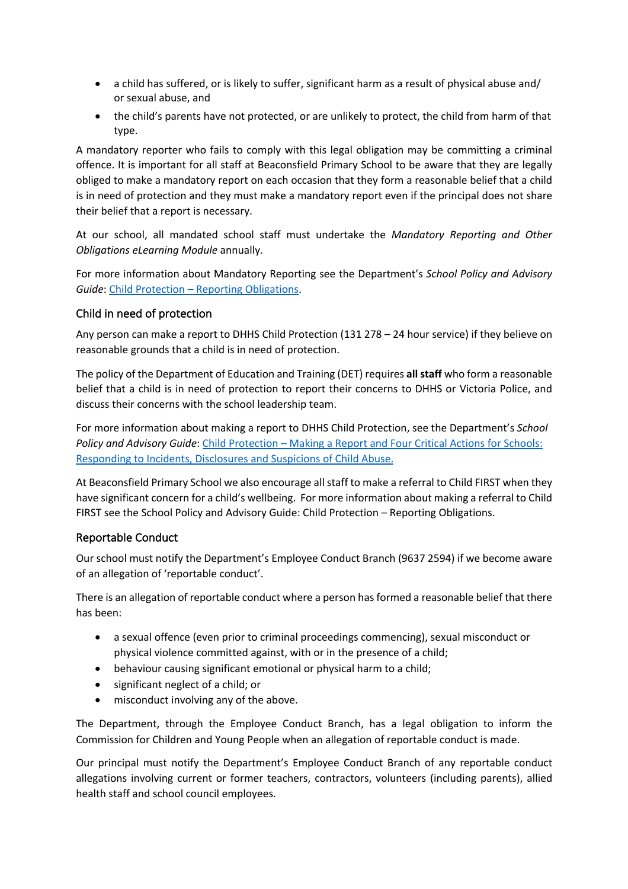- a child has suffered, or is likely to suffer, significant harm as a result of physical abuse and/ or sexual abuse, and
- the child's parents have not protected, or are unlikely to protect, the child from harm of that type.

A mandatory reporter who fails to comply with this legal obligation may be committing a criminal offence. It is important for all staff at Beaconsfield Primary School to be aware that they are legally obliged to make a mandatory report on each occasion that they form a reasonable belief that a child is in need of protection and they must make a mandatory report even if the principal does not share their belief that a report is necessary.

At our school, all mandated school staff must undertake the *Mandatory Reporting and Other Obligations eLearning Module* annually.

For more information about Mandatory Reporting see the Department's *School Policy and Advisory Guide*: Child Protection – Reporting Obligations.

## Child in need of protection

Any person can make a report to DHHS Child Protection (131 278 – 24 hour service) if they believe on reasonable grounds that a child is in need of protection.

The policy of the Department of Education and Training (DET) requires **all staff** who form a reasonable belief that a child is in need of protection to report their concerns to DHHS or Victoria Police, and discuss their concerns with the school leadership team.

For more information about making a report to DHHS Child Protection, see the Department's *School Policy and Advisory Guide*: Child Protection – Making a Report and Four Critical Actions for Schools: Responding to Incidents, Disclosures and Suspicions of Child Abuse.

At Beaconsfield Primary School we also encourage all staff to make a referral to Child FIRST when they have significant concern for a child's wellbeing. For more information about making a referral to Child FIRST see the School Policy and Advisory Guide: Child Protection – Reporting Obligations.

## Reportable Conduct

Our school must notify the Department's Employee Conduct Branch (9637 2594) if we become aware of an allegation of 'reportable conduct'.

There is an allegation of reportable conduct where a person has formed a reasonable belief that there has been:

- a sexual offence (even prior to criminal proceedings commencing), sexual misconduct or physical violence committed against, with or in the presence of a child;
- behaviour causing significant emotional or physical harm to a child;
- significant neglect of a child; or
- misconduct involving any of the above.

The Department, through the Employee Conduct Branch, has a legal obligation to inform the Commission for Children and Young People when an allegation of reportable conduct is made.

Our principal must notify the Department's Employee Conduct Branch of any reportable conduct allegations involving current or former teachers, contractors, volunteers (including parents), allied health staff and school council employees.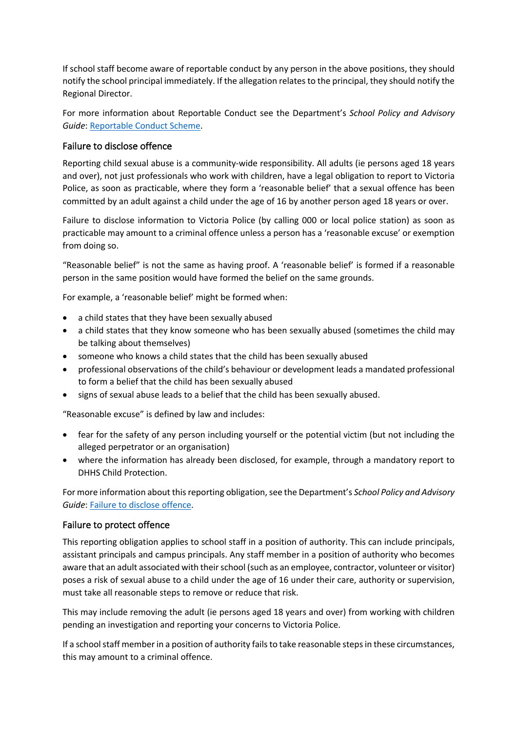If school staff become aware of reportable conduct by any person in the above positions, they should notify the school principal immediately. If the allegation relates to the principal, they should notify the Regional Director.

For more information about Reportable Conduct see the Department's *School Policy and Advisory Guide*: [Reportable Conduct Scheme](#).

### Failure to disclose offence

Reporting child sexual abuse is a community-wide responsibility. All adults (ie persons aged 18 years and over), not just professionals who work with children, have a legal obligation to report to Victoria Police, as soon as practicable, where they form a 'reasonable belief' that a sexual offence has been committed by an adult against a child under the age of 16 by another person aged 18 years or over.

Failure to disclose information to Victoria Police (by calling 000 or local police station) as soon as practicable may amount to a criminal offence unless a person has a 'reasonable excuse' or exemption from doing so.

"Reasonable belief" is not the same as having proof. A 'reasonable belief' is formed if a reasonable person in the same position would have formed the belief on the same grounds.

For example, a 'reasonable belief' might be formed when:

- a child states that they have been sexually abused
- a child states that they know someone who has been sexually abused (sometimes the child may be talking about themselves)
- someone who knows a child states that the child has been sexually abused
- professional observations of the child's behaviour or development leads a mandated professional to form a belief that the child has been sexually abused
- signs of sexual abuse leads to a belief that the child has been sexually abused.

"Reasonable excuse" is defined by law and includes:

- fear for the safety of any person including yourself or the potential victim (but not including the alleged perpetrator or an organisation)
- where the information has already been disclosed, for example, through a mandatory report to DHHS Child Protection.

For more information about this reporting obligation, see the Department's *School Policy and Advisory Guide*: [Failure to disclose offence](#).

### Failure to protect offence

This reporting obligation applies to school staff in a position of authority. This can include principals, assistant principals and campus principals. Any staff member in a position of authority who becomes aware that an adult associated with their school (such as an employee, contractor, volunteer or visitor) poses a risk of sexual abuse to a child under the age of 16 under their care, authority or supervision, must take all reasonable steps to remove or reduce that risk.

This may include removing the adult (ie persons aged 18 years and over) from working with children pending an investigation and reporting your concerns to Victoria Police.

If a school staff member in a position of authority fails to take reasonable steps in these circumstances, this may amount to a criminal offence.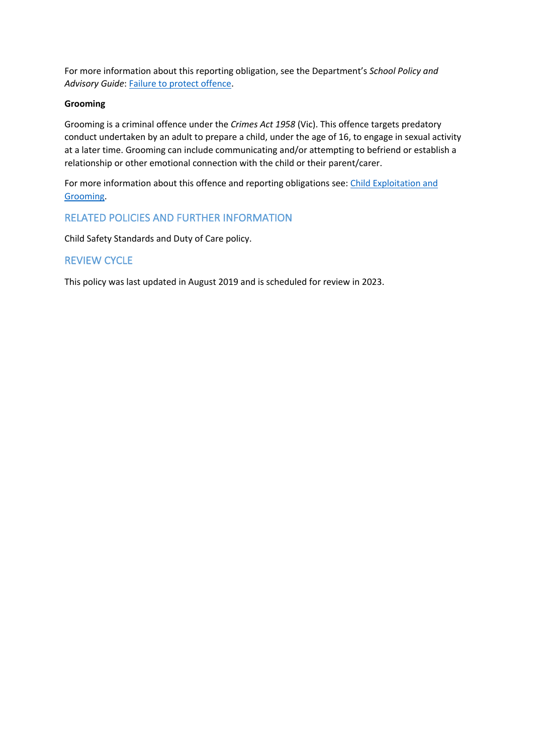For more information about this reporting obligation, see the Department's *School Policy and Advisory Guide*: [Failure to protect offence](#).

**Grooming**

Grooming is a criminal offence under the *Crimes Act 1958* (Vic). This offence targets predatory conduct undertaken by an adult to prepare a child, under the age of 16, to engage in sexual activity at a later time. Grooming can include communicating and/or attempting to befriend or establish a relationship or other emotional connection with the child or their parent/carer.

For more information about this offence and reporting obligations see: [Child Exploitation and Grooming](#).

## RELATED POLICIES AND FURTHER INFORMATION

Child Safety Standards and Duty of Care policy.

## REVIEW CYCLE

This policy was last updated in August 2019 and is scheduled for review in 2023.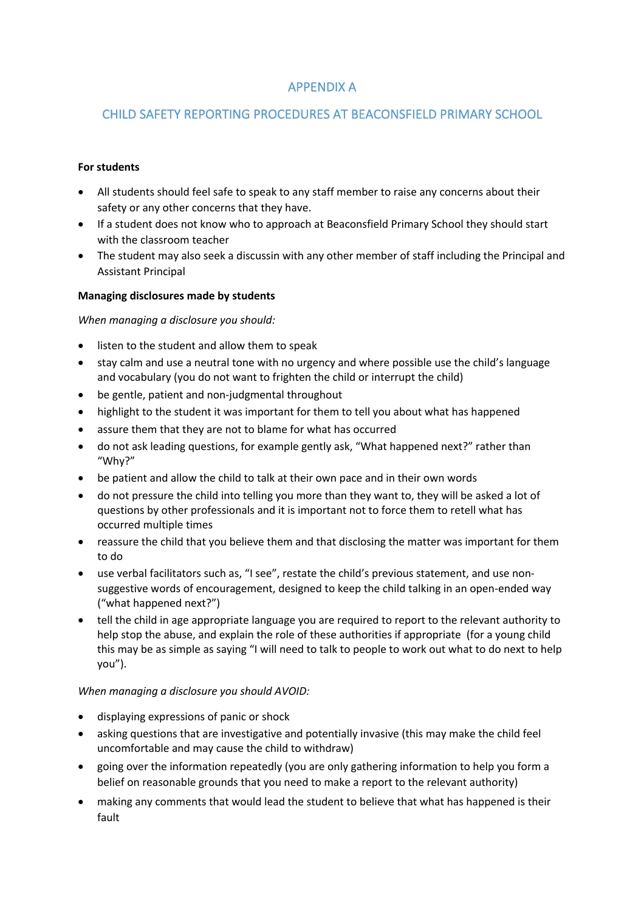## APPENDIX A

## CHILD SAFETY REPORTING PROCEDURES AT BEACONSFIELD PRIMARY SCHOOL

**For students**

- All students should feel safe to speak to any staff member to raise any concerns about their safety or any other concerns that they have.
- If a student does not know who to approach at Beaconsfield Primary School they should start with the classroom teacher
- The student may also seek a discussin with any other member of staff including the Principal and Assistant Principal

**Managing disclosures made by students**

*When managing a disclosure you should:*

- listen to the student and allow them to speak
- stay calm and use a neutral tone with no urgency and where possible use the child's language and vocabulary (you do not want to frighten the child or interrupt the child)
- be gentle, patient and non-judgmental throughout
- highlight to the student it was important for them to tell you about what has happened
- assure them that they are not to blame for what has occurred
- do not ask leading questions, for example gently ask, "What happened next?" rather than "Why?"
- be patient and allow the child to talk at their own pace and in their own words
- do not pressure the child into telling you more than they want to, they will be asked a lot of questions by other professionals and it is important not to force them to retell what has occurred multiple times
- reassure the child that you believe them and that disclosing the matter was important for them to do
- use verbal facilitators such as, "I see", restate the child's previous statement, and use non-suggestive words of encouragement, designed to keep the child talking in an open-ended way ("what happened next?")
- tell the child in age appropriate language you are required to report to the relevant authority to help stop the abuse, and explain the role of these authorities if appropriate (for a young child this may be as simple as saying "I will need to talk to people to work out what to do next to help you").

*When managing a disclosure you should AVOID:*

- displaying expressions of panic or shock
- asking questions that are investigative and potentially invasive (this may make the child feel uncomfortable and may cause the child to withdraw)
- going over the information repeatedly (you are only gathering information to help you form a belief on reasonable grounds that you need to make a report to the relevant authority)
- making any comments that would lead the student to believe that what has happened is their fault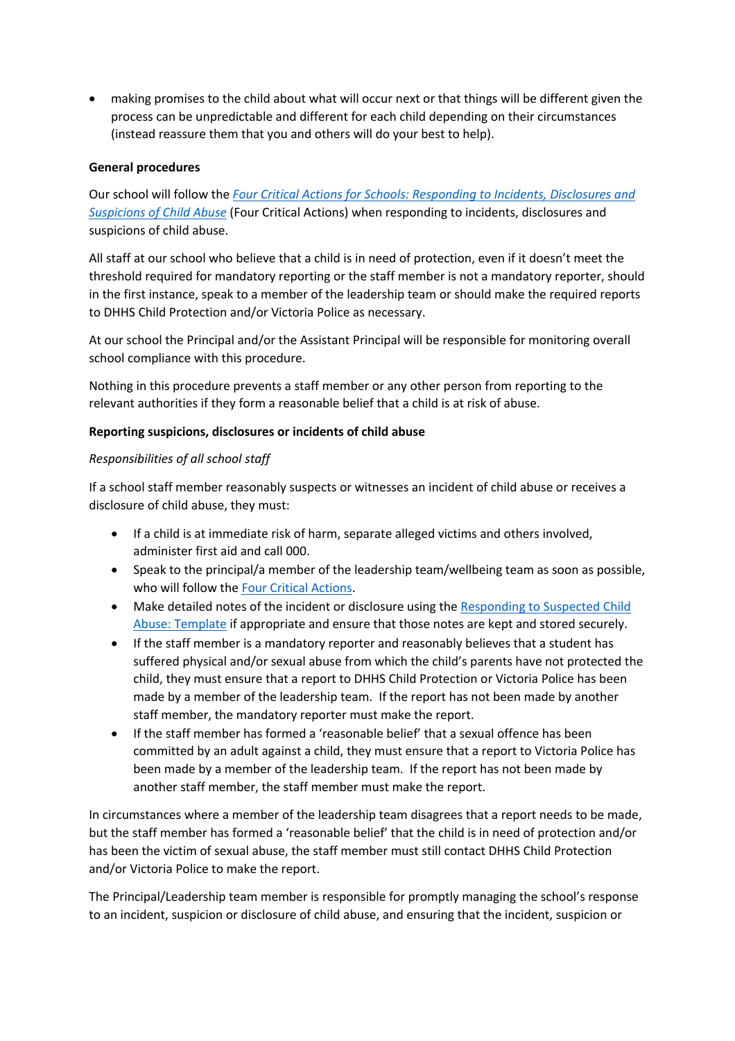- making promises to the child about what will occur next or that things will be different given the process can be unpredictable and different for each child depending on their circumstances (instead reassure them that you and others will do your best to help).

**General procedures**

Our school will follow the *Four Critical Actions for Schools: Responding to Incidents, Disclosures and Suspicions of Child Abuse* (Four Critical Actions) when responding to incidents, disclosures and suspicions of child abuse.

All staff at our school who believe that a child is in need of protection, even if it doesn't meet the threshold required for mandatory reporting or the staff member is not a mandatory reporter, should in the first instance, speak to a member of the leadership team or should make the required reports to DHHS Child Protection and/or Victoria Police as necessary.

At our school the Principal and/or the Assistant Principal will be responsible for monitoring overall school compliance with this procedure.

Nothing in this procedure prevents a staff member or any other person from reporting to the relevant authorities if they form a reasonable belief that a child is at risk of abuse.

**Reporting suspicions, disclosures or incidents of child abuse**

*Responsibilities of all school staff*

If a school staff member reasonably suspects or witnesses an incident of child abuse or receives a disclosure of child abuse, they must:

- If a child is at immediate risk of harm, separate alleged victims and others involved, administer first aid and call 000.
- Speak to the principal/a member of the leadership team/wellbeing team as soon as possible, who will follow the Four Critical Actions.
- Make detailed notes of the incident or disclosure using the Responding to Suspected Child Abuse: Template if appropriate and ensure that those notes are kept and stored securely.
- If the staff member is a mandatory reporter and reasonably believes that a student has suffered physical and/or sexual abuse from which the child's parents have not protected the child, they must ensure that a report to DHHS Child Protection or Victoria Police has been made by a member of the leadership team. If the report has not been made by another staff member, the mandatory reporter must make the report.
- If the staff member has formed a 'reasonable belief' that a sexual offence has been committed by an adult against a child, they must ensure that a report to Victoria Police has been made by a member of the leadership team. If the report has not been made by another staff member, the staff member must make the report.

In circumstances where a member of the leadership team disagrees that a report needs to be made, but the staff member has formed a 'reasonable belief' that the child is in need of protection and/or has been the victim of sexual abuse, the staff member must still contact DHHS Child Protection and/or Victoria Police to make the report.

The Principal/Leadership team member is responsible for promptly managing the school's response to an incident, suspicion or disclosure of child abuse, and ensuring that the incident, suspicion or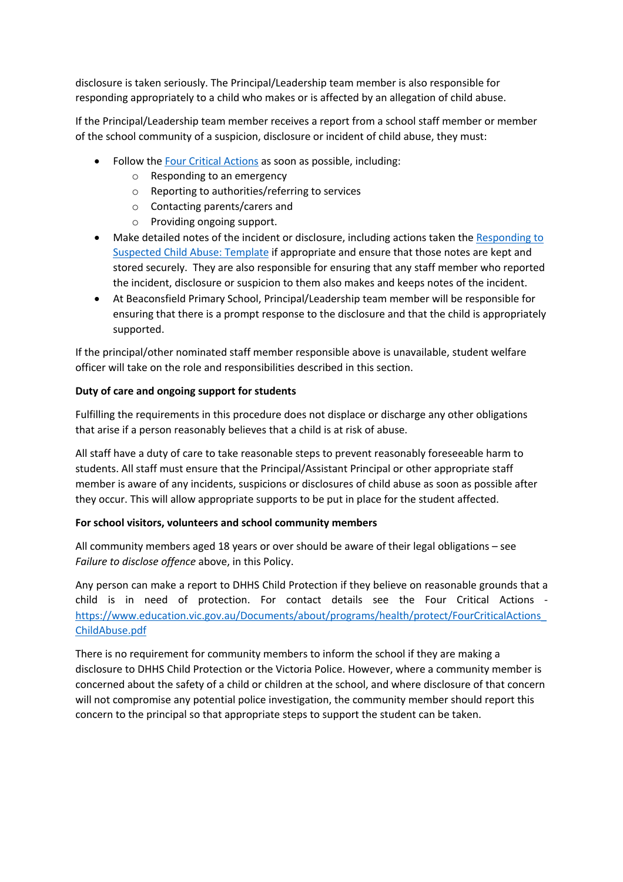disclosure is taken seriously. The Principal/Leadership team member is also responsible for responding appropriately to a child who makes or is affected by an allegation of child abuse.

If the Principal/Leadership team member receives a report from a school staff member or member of the school community of a suspicion, disclosure or incident of child abuse, they must:

- Follow the [Four Critical Actions](https://www.education.vic.gov.au/Documents/about/programs/health/protect/FourCriticalActions_ChildAbuse.pdf) as soon as possible, including:
  - Responding to an emergency
  - Reporting to authorities/referring to services
  - Contacting parents/carers and
  - Providing ongoing support.
- Make detailed notes of the incident or disclosure, including actions taken the Responding to Suspected Child Abuse: Template if appropriate and ensure that those notes are kept and stored securely. They are also responsible for ensuring that any staff member who reported the incident, disclosure or suspicion to them also makes and keeps notes of the incident.
- At Beaconsfield Primary School, Principal/Leadership team member will be responsible for ensuring that there is a prompt response to the disclosure and that the child is appropriately supported.

If the principal/other nominated staff member responsible above is unavailable, student welfare officer will take on the role and responsibilities described in this section.

**Duty of care and ongoing support for students**

Fulfilling the requirements in this procedure does not displace or discharge any other obligations that arise if a person reasonably believes that a child is at risk of abuse.

All staff have a duty of care to take reasonable steps to prevent reasonably foreseeable harm to students. All staff must ensure that the Principal/Assistant Principal or other appropriate staff member is aware of any incidents, suspicions or disclosures of child abuse as soon as possible after they occur. This will allow appropriate supports to be put in place for the student affected.

**For school visitors, volunteers and school community members**

All community members aged 18 years or over should be aware of their legal obligations – see *Failure to disclose offence* above, in this Policy.

Any person can make a report to DHHS Child Protection if they believe on reasonable grounds that a child is in need of protection. For contact details see the Four Critical Actions - https://www.education.vic.gov.au/Documents/about/programs/health/protect/FourCriticalActions_ChildAbuse.pdf

There is no requirement for community members to inform the school if they are making a disclosure to DHHS Child Protection or the Victoria Police. However, where a community member is concerned about the safety of a child or children at the school, and where disclosure of that concern will not compromise any potential police investigation, the community member should report this concern to the principal so that appropriate steps to support the student can be taken.